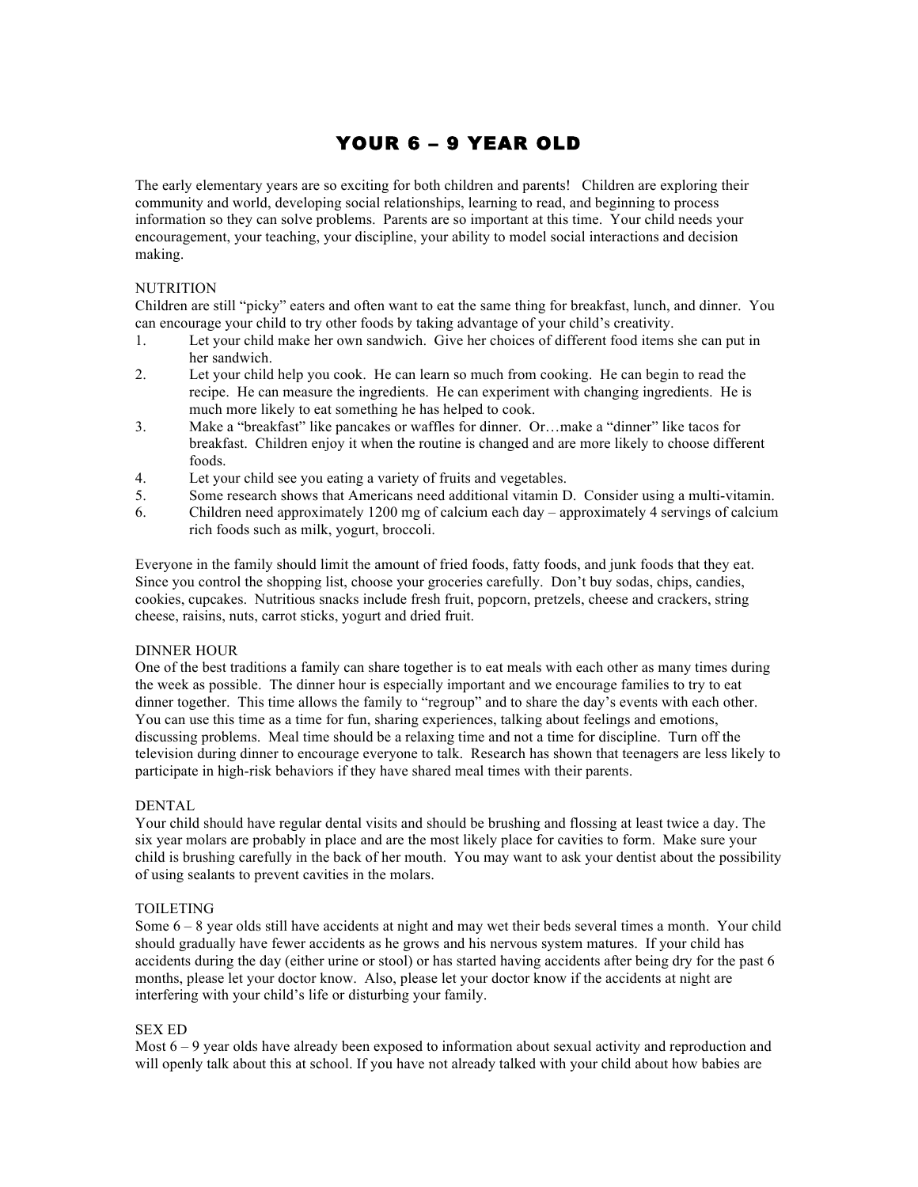# YOUR 6 – 9 YEAR OLD

The early elementary years are so exciting for both children and parents! Children are exploring their community and world, developing social relationships, learning to read, and beginning to process information so they can solve problems. Parents are so important at this time. Your child needs your encouragement, your teaching, your discipline, your ability to model social interactions and decision making.

## NUTRITION

Children are still "picky" eaters and often want to eat the same thing for breakfast, lunch, and dinner. You can encourage your child to try other foods by taking advantage of your child's creativity.

1. Let your child make her own sandwich. Give her choices of different food items she can put in her sandwich.
2. Let your child help you cook. He can learn so much from cooking. He can begin to read the recipe. He can measure the ingredients. He can experiment with changing ingredients. He is much more likely to eat something he has helped to cook.
3. Make a "breakfast" like pancakes or waffles for dinner. Or…make a "dinner" like tacos for breakfast. Children enjoy it when the routine is changed and are more likely to choose different foods.
4. Let your child see you eating a variety of fruits and vegetables.
5. Some research shows that Americans need additional vitamin D. Consider using a multi-vitamin.
6. Children need approximately 1200 mg of calcium each day – approximately 4 servings of calcium rich foods such as milk, yogurt, broccoli.

Everyone in the family should limit the amount of fried foods, fatty foods, and junk foods that they eat. Since you control the shopping list, choose your groceries carefully. Don't buy sodas, chips, candies, cookies, cupcakes. Nutritious snacks include fresh fruit, popcorn, pretzels, cheese and crackers, string cheese, raisins, nuts, carrot sticks, yogurt and dried fruit.

## DINNER HOUR

One of the best traditions a family can share together is to eat meals with each other as many times during the week as possible. The dinner hour is especially important and we encourage families to try to eat dinner together. This time allows the family to "regroup" and to share the day's events with each other. You can use this time as a time for fun, sharing experiences, talking about feelings and emotions, discussing problems. Meal time should be a relaxing time and not a time for discipline. Turn off the television during dinner to encourage everyone to talk. Research has shown that teenagers are less likely to participate in high-risk behaviors if they have shared meal times with their parents.

## DENTAL

Your child should have regular dental visits and should be brushing and flossing at least twice a day. The six year molars are probably in place and are the most likely place for cavities to form. Make sure your child is brushing carefully in the back of her mouth. You may want to ask your dentist about the possibility of using sealants to prevent cavities in the molars.

## TOILETING

Some 6 – 8 year olds still have accidents at night and may wet their beds several times a month. Your child should gradually have fewer accidents as he grows and his nervous system matures. If your child has accidents during the day (either urine or stool) or has started having accidents after being dry for the past 6 months, please let your doctor know. Also, please let your doctor know if the accidents at night are interfering with your child's life or disturbing your family.

## SEX ED

Most 6 – 9 year olds have already been exposed to information about sexual activity and reproduction and will openly talk about this at school. If you have not already talked with your child about how babies are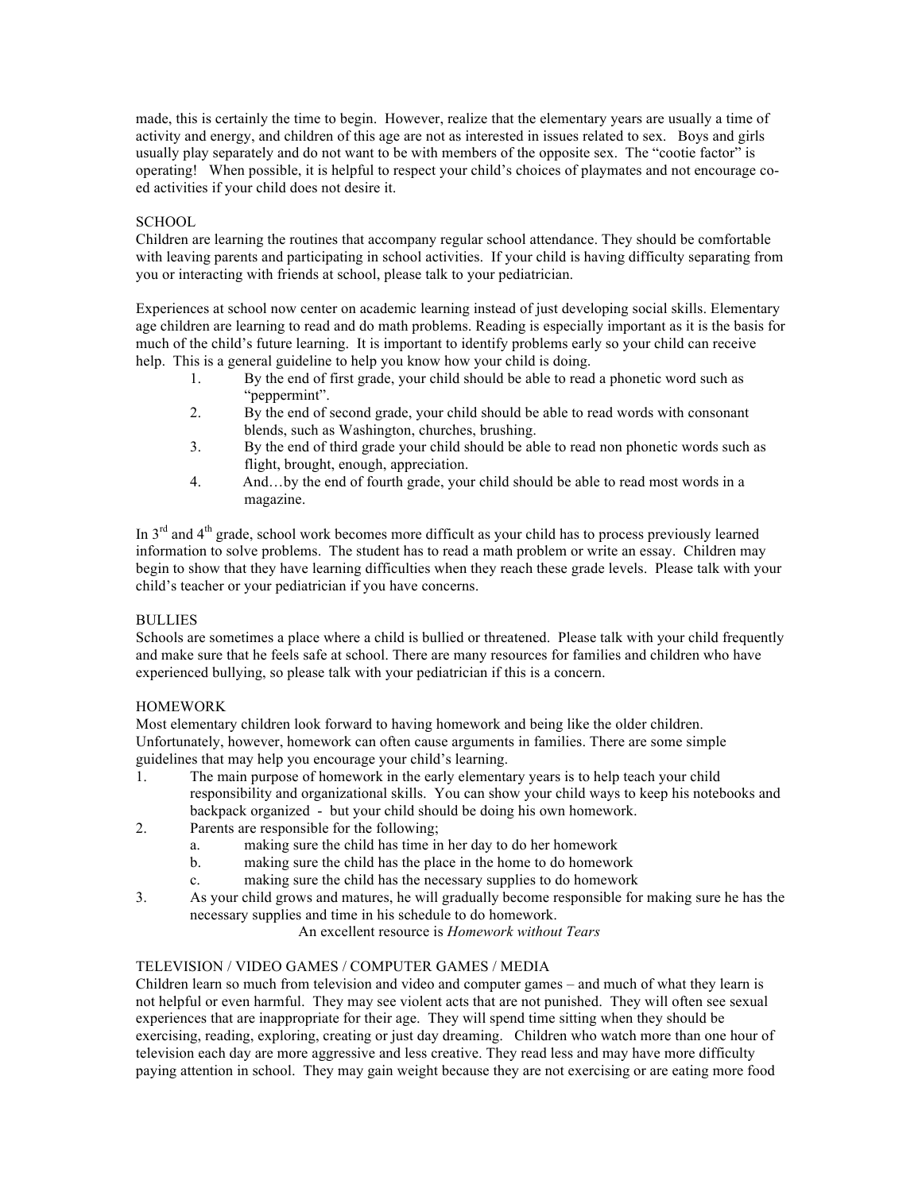made, this is certainly the time to begin. However, realize that the elementary years are usually a time of activity and energy, and children of this age are not as interested in issues related to sex. Boys and girls usually play separately and do not want to be with members of the opposite sex. The "cootie factor" is operating! When possible, it is helpful to respect your child's choices of playmates and not encourage co-ed activities if your child does not desire it.

## SCHOOL

Children are learning the routines that accompany regular school attendance. They should be comfortable with leaving parents and participating in school activities. If your child is having difficulty separating from you or interacting with friends at school, please talk to your pediatrician.

Experiences at school now center on academic learning instead of just developing social skills. Elementary age children are learning to read and do math problems. Reading is especially important as it is the basis for much of the child's future learning. It is important to identify problems early so your child can receive help. This is a general guideline to help you know how your child is doing.

1. By the end of first grade, your child should be able to read a phonetic word such as "peppermint".
2. By the end of second grade, your child should be able to read words with consonant blends, such as Washington, churches, brushing.
3. By the end of third grade your child should be able to read non phonetic words such as flight, brought, enough, appreciation.
4. And…by the end of fourth grade, your child should be able to read most words in a magazine.

In 3rd and 4th grade, school work becomes more difficult as your child has to process previously learned information to solve problems. The student has to read a math problem or write an essay. Children may begin to show that they have learning difficulties when they reach these grade levels. Please talk with your child's teacher or your pediatrician if you have concerns.

## BULLIES

Schools are sometimes a place where a child is bullied or threatened. Please talk with your child frequently and make sure that he feels safe at school. There are many resources for families and children who have experienced bullying, so please talk with your pediatrician if this is a concern.

## HOMEWORK

Most elementary children look forward to having homework and being like the older children. Unfortunately, however, homework can often cause arguments in families. There are some simple guidelines that may help you encourage your child's learning.

1. The main purpose of homework in the early elementary years is to help teach your child responsibility and organizational skills. You can show your child ways to keep his notebooks and backpack organized - but your child should be doing his own homework.
2. Parents are responsible for the following;
   a. making sure the child has time in her day to do her homework
   b. making sure the child has the place in the home to do homework
   c. making sure the child has the necessary supplies to do homework
3. As your child grows and matures, he will gradually become responsible for making sure he has the necessary supplies and time in his schedule to do homework.

An excellent resource is *Homework without Tears*

## TELEVISION / VIDEO GAMES / COMPUTER GAMES / MEDIA

Children learn so much from television and video and computer games – and much of what they learn is not helpful or even harmful. They may see violent acts that are not punished. They will often see sexual experiences that are inappropriate for their age. They will spend time sitting when they should be exercising, reading, exploring, creating or just day dreaming. Children who watch more than one hour of television each day are more aggressive and less creative. They read less and may have more difficulty paying attention in school. They may gain weight because they are not exercising or are eating more food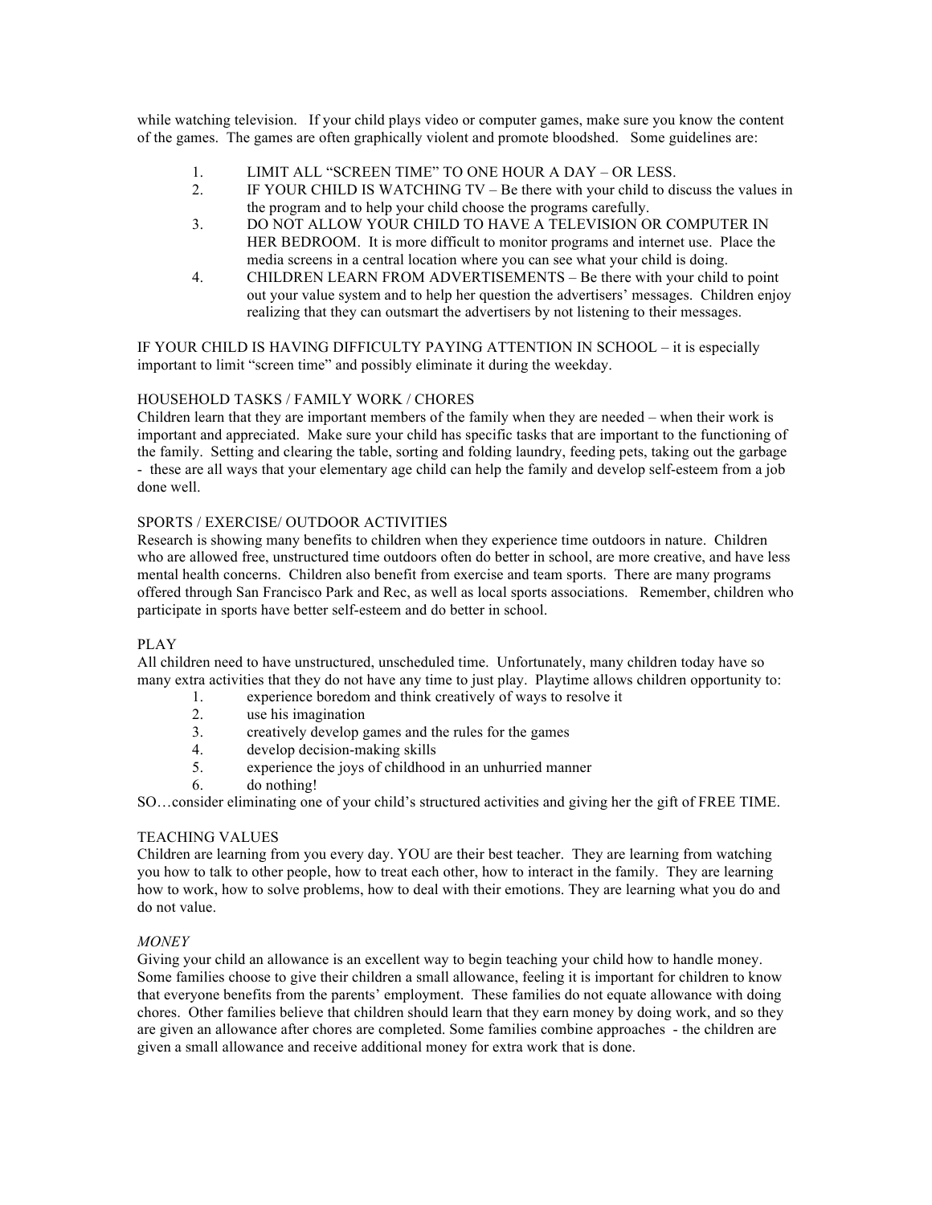while watching television. If your child plays video or computer games, make sure you know the content of the games. The games are often graphically violent and promote bloodshed. Some guidelines are:

1. LIMIT ALL "SCREEN TIME" TO ONE HOUR A DAY – OR LESS.
2. IF YOUR CHILD IS WATCHING TV – Be there with your child to discuss the values in the program and to help your child choose the programs carefully.
3. DO NOT ALLOW YOUR CHILD TO HAVE A TELEVISION OR COMPUTER IN HER BEDROOM. It is more difficult to monitor programs and internet use. Place the media screens in a central location where you can see what your child is doing.
4. CHILDREN LEARN FROM ADVERTISEMENTS – Be there with your child to point out your value system and to help her question the advertisers' messages. Children enjoy realizing that they can outsmart the advertisers by not listening to their messages.

IF YOUR CHILD IS HAVING DIFFICULTY PAYING ATTENTION IN SCHOOL – it is especially important to limit "screen time" and possibly eliminate it during the weekday.

## HOUSEHOLD TASKS / FAMILY WORK / CHORES

Children learn that they are important members of the family when they are needed – when their work is important and appreciated. Make sure your child has specific tasks that are important to the functioning of the family. Setting and clearing the table, sorting and folding laundry, feeding pets, taking out the garbage - these are all ways that your elementary age child can help the family and develop self-esteem from a job done well.

## SPORTS / EXERCISE/ OUTDOOR ACTIVITIES

Research is showing many benefits to children when they experience time outdoors in nature. Children who are allowed free, unstructured time outdoors often do better in school, are more creative, and have less mental health concerns. Children also benefit from exercise and team sports. There are many programs offered through San Francisco Park and Rec, as well as local sports associations. Remember, children who participate in sports have better self-esteem and do better in school.

## PLAY

All children need to have unstructured, unscheduled time. Unfortunately, many children today have so many extra activities that they do not have any time to just play. Playtime allows children opportunity to:

1. experience boredom and think creatively of ways to resolve it
2. use his imagination
3. creatively develop games and the rules for the games
4. develop decision-making skills
5. experience the joys of childhood in an unhurried manner
6. do nothing!

SO…consider eliminating one of your child's structured activities and giving her the gift of FREE TIME.

## TEACHING VALUES

Children are learning from you every day. YOU are their best teacher. They are learning from watching you how to talk to other people, how to treat each other, how to interact in the family. They are learning how to work, how to solve problems, how to deal with their emotions. They are learning what you do and do not value.

### *MONEY*

Giving your child an allowance is an excellent way to begin teaching your child how to handle money. Some families choose to give their children a small allowance, feeling it is important for children to know that everyone benefits from the parents' employment. These families do not equate allowance with doing chores. Other families believe that children should learn that they earn money by doing work, and so they are given an allowance after chores are completed. Some families combine approaches - the children are given a small allowance and receive additional money for extra work that is done.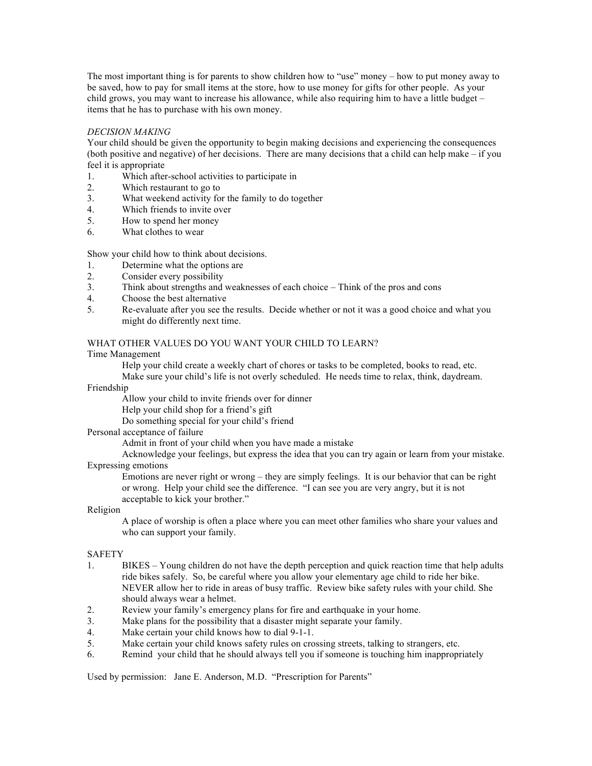The most important thing is for parents to show children how to "use" money – how to put money away to be saved, how to pay for small items at the store, how to use money for gifts for other people. As your child grows, you may want to increase his allowance, while also requiring him to have a little budget – items that he has to purchase with his own money.

*DECISION MAKING*

Your child should be given the opportunity to begin making decisions and experiencing the consequences (both positive and negative) of her decisions. There are many decisions that a child can help make – if you feel it is appropriate

1. Which after-school activities to participate in
2. Which restaurant to go to
3. What weekend activity for the family to do together
4. Which friends to invite over
5. How to spend her money
6. What clothes to wear

Show your child how to think about decisions.

1. Determine what the options are
2. Consider every possibility
3. Think about strengths and weaknesses of each choice – Think of the pros and cons
4. Choose the best alternative
5. Re-evaluate after you see the results. Decide whether or not it was a good choice and what you might do differently next time.

WHAT OTHER VALUES DO YOU WANT YOUR CHILD TO LEARN?

Time Management

Help your child create a weekly chart of chores or tasks to be completed, books to read, etc.
Make sure your child's life is not overly scheduled. He needs time to relax, think, daydream.

Friendship

Allow your child to invite friends over for dinner
Help your child shop for a friend's gift
Do something special for your child's friend

Personal acceptance of failure

Admit in front of your child when you have made a mistake
Acknowledge your feelings, but express the idea that you can try again or learn from your mistake.

Expressing emotions

Emotions are never right or wrong – they are simply feelings. It is our behavior that can be right or wrong. Help your child see the difference. "I can see you are very angry, but it is not acceptable to kick your brother."

Religion

A place of worship is often a place where you can meet other families who share your values and who can support your family.

SAFETY

1. BIKES – Young children do not have the depth perception and quick reaction time that help adults ride bikes safely. So, be careful where you allow your elementary age child to ride her bike. NEVER allow her to ride in areas of busy traffic. Review bike safety rules with your child. She should always wear a helmet.
2. Review your family's emergency plans for fire and earthquake in your home.
3. Make plans for the possibility that a disaster might separate your family.
4. Make certain your child knows how to dial 9-1-1.
5. Make certain your child knows safety rules on crossing streets, talking to strangers, etc.
6. Remind your child that he should always tell you if someone is touching him inappropriately

Used by permission: Jane E. Anderson, M.D. "Prescription for Parents"